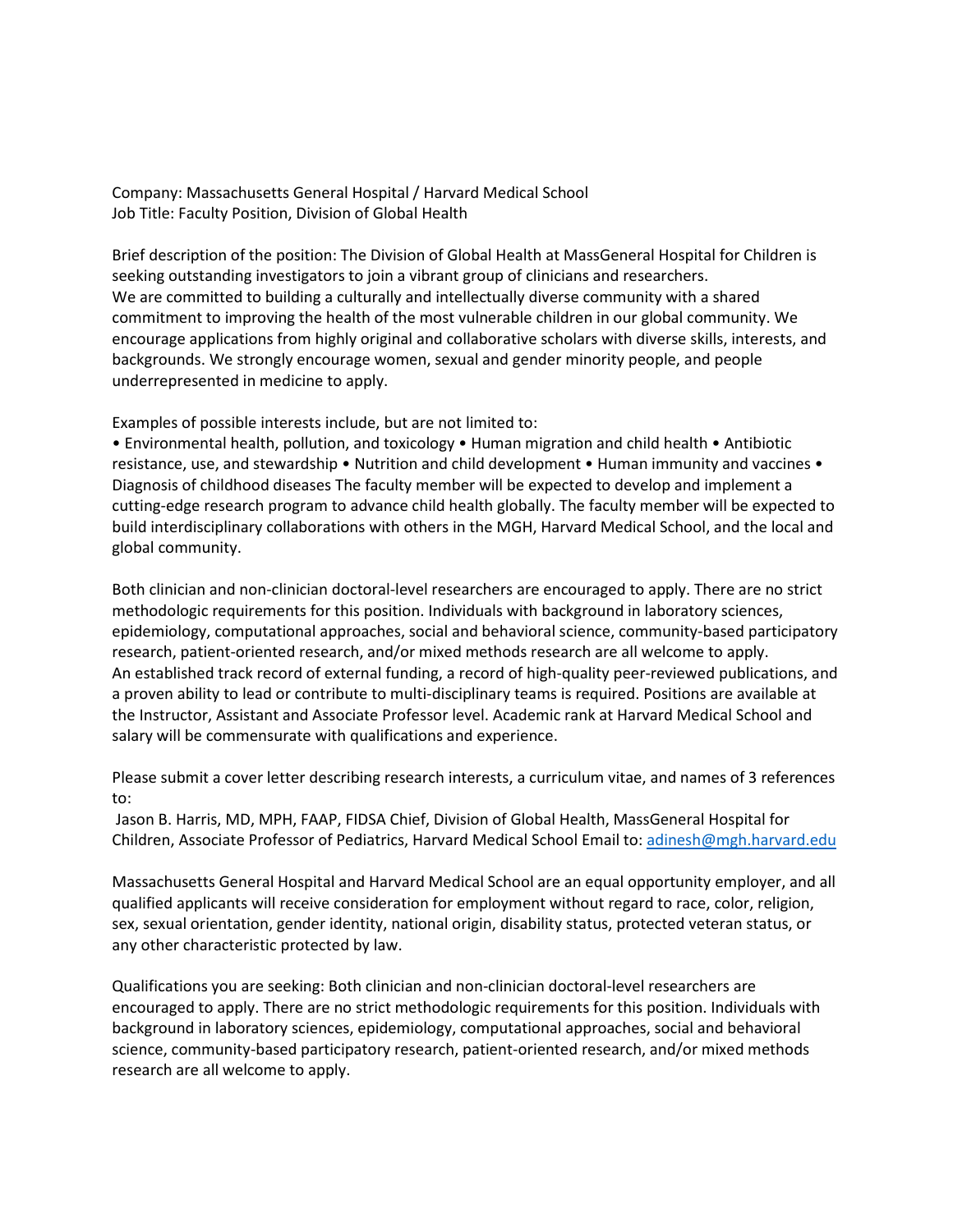Company: Massachusetts General Hospital / Harvard Medical School
Job Title: Faculty Position, Division of Global Health

Brief description of the position: The Division of Global Health at MassGeneral Hospital for Children is seeking outstanding investigators to join a vibrant group of clinicians and researchers.
We are committed to building a culturally and intellectually diverse community with a shared commitment to improving the health of the most vulnerable children in our global community. We encourage applications from highly original and collaborative scholars with diverse skills, interests, and backgrounds. We strongly encourage women, sexual and gender minority people, and people underrepresented in medicine to apply.

Examples of possible interests include, but are not limited to:
• Environmental health, pollution, and toxicology • Human migration and child health • Antibiotic resistance, use, and stewardship • Nutrition and child development • Human immunity and vaccines • Diagnosis of childhood diseases The faculty member will be expected to develop and implement a cutting-edge research program to advance child health globally. The faculty member will be expected to build interdisciplinary collaborations with others in the MGH, Harvard Medical School, and the local and global community.

Both clinician and non-clinician doctoral-level researchers are encouraged to apply. There are no strict methodologic requirements for this position. Individuals with background in laboratory sciences, epidemiology, computational approaches, social and behavioral science, community-based participatory research, patient-oriented research, and/or mixed methods research are all welcome to apply.
An established track record of external funding, a record of high-quality peer-reviewed publications, and a proven ability to lead or contribute to multi-disciplinary teams is required. Positions are available at the Instructor, Assistant and Associate Professor level. Academic rank at Harvard Medical School and salary will be commensurate with qualifications and experience.

Please submit a cover letter describing research interests, a curriculum vitae, and names of 3 references to:
Jason B. Harris, MD, MPH, FAAP, FIDSA Chief, Division of Global Health, MassGeneral Hospital for Children, Associate Professor of Pediatrics, Harvard Medical School Email to: [adinesh@mgh.harvard.edu](mailto:adinesh@mgh.harvard.edu)

Massachusetts General Hospital and Harvard Medical School are an equal opportunity employer, and all qualified applicants will receive consideration for employment without regard to race, color, religion, sex, sexual orientation, gender identity, national origin, disability status, protected veteran status, or any other characteristic protected by law.

Qualifications you are seeking: Both clinician and non-clinician doctoral-level researchers are encouraged to apply. There are no strict methodologic requirements for this position. Individuals with background in laboratory sciences, epidemiology, computational approaches, social and behavioral science, community-based participatory research, patient-oriented research, and/or mixed methods research are all welcome to apply.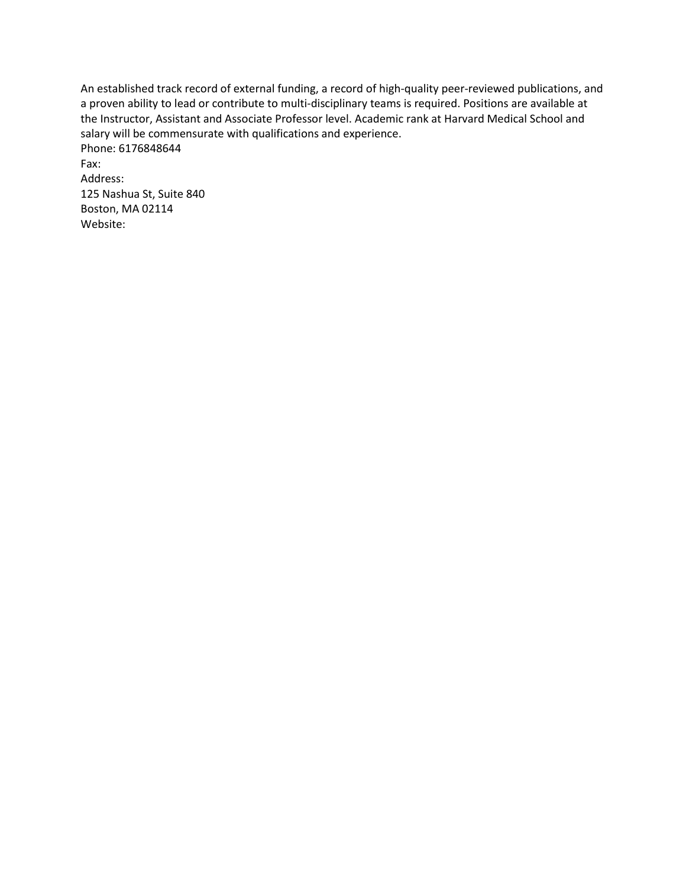An established track record of external funding, a record of high-quality peer-reviewed publications, and a proven ability to lead or contribute to multi-disciplinary teams is required. Positions are available at the Instructor, Assistant and Associate Professor level. Academic rank at Harvard Medical School and salary will be commensurate with qualifications and experience.

Phone: 6176848644

Fax:

Address:

125 Nashua St, Suite 840

Boston, MA 02114

Website: